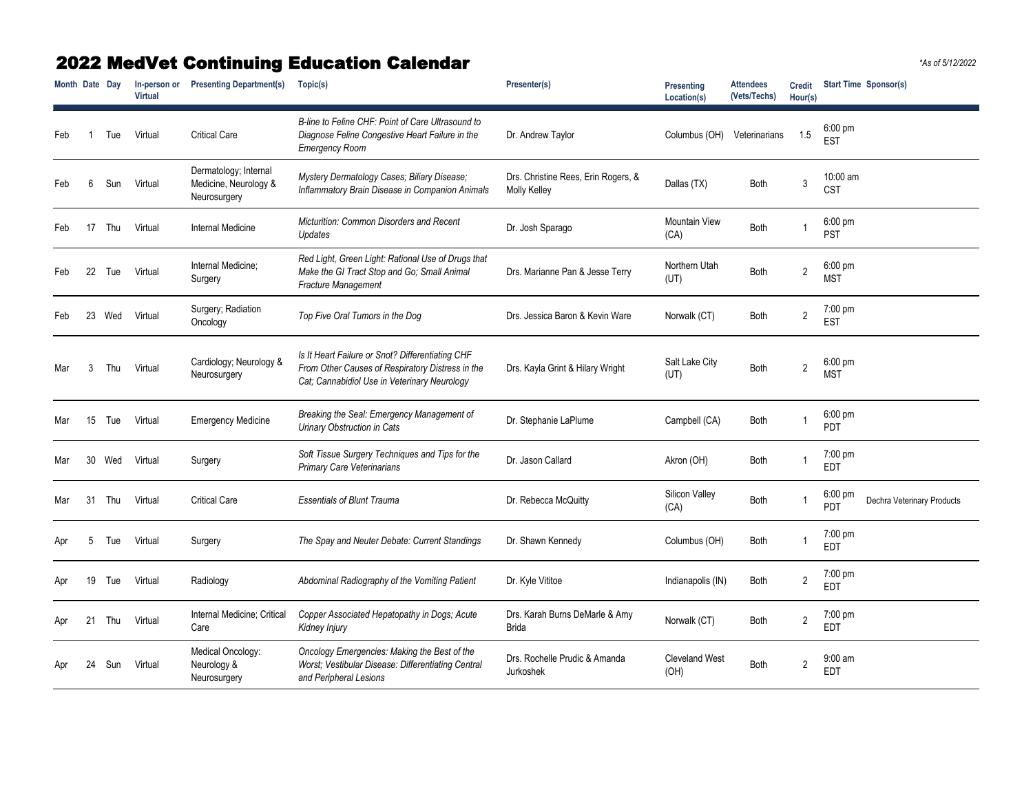# 2022 MedVet Continuing Education Calendar

*As of 5/12/2022*

| Month | Date | Day | In-person or Virtual | Presenting Department(s) | Topic(s) | Presenter(s) | Presenting Location(s) | Attendees (Vets/Techs) | Credit Hour(s) | Start Time | Sponsor(s) |
|---|---|---|---|---|---|---|---|---|---|---|---|
| Feb | 1 | Tue | Virtual | Critical Care | *B-line to Feline CHF: Point of Care Ultrasound to Diagnose Feline Congestive Heart Failure in the Emergency Room* | Dr. Andrew Taylor | Columbus (OH) | Veterinarians | 1.5 | 6:00 pm EST | |
| Feb | 6 | Sun | Virtual | Dermatology; Internal Medicine, Neurology & Neurosurgery | *Mystery Dermatology Cases; Biliary Disease; Inflammatory Brain Disease in Companion Animals* | Drs. Christine Rees, Erin Rogers, & Molly Kelley | Dallas (TX) | Both | 3 | 10:00 am CST | |
| Feb | 17 | Thu | Virtual | Internal Medicine | *Micturition: Common Disorders and Recent Updates* | Dr. Josh Sparago | Mountain View (CA) | Both | 1 | 6:00 pm PST | |
| Feb | 22 | Tue | Virtual | Internal Medicine; Surgery | *Red Light, Green Light: Rational Use of Drugs that Make the GI Tract Stop and Go; Small Animal Fracture Management* | Drs. Marianne Pan & Jesse Terry | Northern Utah (UT) | Both | 2 | 6:00 pm MST | |
| Feb | 23 | Wed | Virtual | Surgery; Radiation Oncology | *Top Five Oral Tumors in the Dog* | Drs. Jessica Baron & Kevin Ware | Norwalk (CT) | Both | 2 | 7:00 pm EST | |
| Mar | 3 | Thu | Virtual | Cardiology; Neurology & Neurosurgery | *Is It Heart Failure or Snot? Differentiating CHF From Other Causes of Respiratory Distress in the Cat; Cannabidiol Use in Veterinary Neurology* | Drs. Kayla Grint & Hilary Wright | Salt Lake City (UT) | Both | 2 | 6:00 pm MST | |
| Mar | 15 | Tue | Virtual | Emergency Medicine | *Breaking the Seal: Emergency Management of Urinary Obstruction in Cats* | Dr. Stephanie LaPlume | Campbell (CA) | Both | 1 | 6:00 pm PDT | |
| Mar | 30 | Wed | Virtual | Surgery | *Soft Tissue Surgery Techniques and Tips for the Primary Care Veterinarians* | Dr. Jason Callard | Akron (OH) | Both | 1 | 7:00 pm EDT | |
| Mar | 31 | Thu | Virtual | Critical Care | *Essentials of Blunt Trauma* | Dr. Rebecca McQuitty | Silicon Valley (CA) | Both | 1 | 6:00 pm PDT | Dechra Veterinary Products |
| Apr | 5 | Tue | Virtual | Surgery | *The Spay and Neuter Debate: Current Standings* | Dr. Shawn Kennedy | Columbus (OH) | Both | 1 | 7:00 pm EDT | |
| Apr | 19 | Tue | Virtual | Radiology | *Abdominal Radiography of the Vomiting Patient* | Dr. Kyle Vititoe | Indianapolis (IN) | Both | 2 | 7:00 pm EDT | |
| Apr | 21 | Thu | Virtual | Internal Medicine; Critical Care | *Copper Associated Hepatopathy in Dogs; Acute Kidney Injury* | Drs. Karah Burns DeMarle & Amy Brida | Norwalk (CT) | Both | 2 | 7:00 pm EDT | |
| Apr | 24 | Sun | Virtual | Medical Oncology: Neurology & Neurosurgery | *Oncology Emergencies: Making the Best of the Worst; Vestibular Disease: Differentiating Central and Peripheral Lesions* | Drs. Rochelle Prudic & Amanda Jurkoshek | Cleveland West (OH) | Both | 2 | 9:00 am EDT | |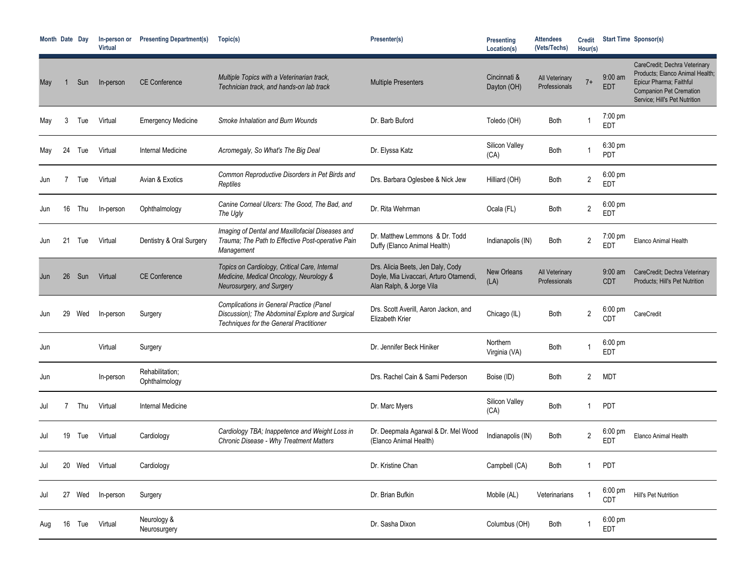| Month | Date | Day | In-person or Virtual | Presenting Department(s) | Topic(s) | Presenter(s) | Presenting Location(s) | Attendees (Vets/Techs) | Credit Hour(s) | Start Time | Sponsor(s) |
|---|---|---|---|---|---|---|---|---|---|---|---|
| May | 1 | Sun | In-person | CE Conference | *Multiple Topics with a Veterinarian track, Technician track, and hands-on lab track* | Multiple Presenters | Cincinnati & Dayton (OH) | All Veterinary Professionals | 7+ | 9:00 am EDT | CareCredit; Dechra Veterinary Products; Elanco Animal Health; Epicur Pharma; Faithful Companion Pet Cremation Service; Hill's Pet Nutrition |
| May | 3 | Tue | Virtual | Emergency Medicine | *Smoke Inhalation and Burn Wounds* | Dr. Barb Buford | Toledo (OH) | Both | 1 | 7:00 pm EDT | |
| May | 24 | Tue | Virtual | Internal Medicine | *Acromegaly, So What's The Big Deal* | Dr. Elyssa Katz | Silicon Valley (CA) | Both | 1 | 6:30 pm PDT | |
| Jun | 7 | Tue | Virtual | Avian & Exotics | *Common Reproductive Disorders in Pet Birds and Reptiles* | Drs. Barbara Oglesbee & Nick Jew | Hilliard (OH) | Both | 2 | 6:00 pm EDT | |
| Jun | 16 | Thu | In-person | Ophthalmology | *Canine Corneal Ulcers: The Good, The Bad, and The Ugly* | Dr. Rita Wehrman | Ocala (FL) | Both | 2 | 6:00 pm EDT | |
| Jun | 21 | Tue | Virtual | Dentistry & Oral Surgery | *Imaging of Dental and Maxillofacial Diseases and Trauma; The Path to Effective Post-operative Pain Management* | Dr. Matthew Lemmons & Dr. Todd Duffy (Elanco Animal Health) | Indianapolis (IN) | Both | 2 | 7:00 pm EDT | Elanco Animal Health |
| Jun | 26 | Sun | Virtual | CE Conference | *Topics on Cardiology, Critical Care, Internal Medicine, Medical Oncology, Neurology & Neurosurgery, and Surgery* | Drs. Alicia Beets, Jen Daly, Cody Doyle, Mia Livaccari, Arturo Otamendi, Alan Ralph, & Jorge Vila | New Orleans (LA) | All Veterinary Professionals | | 9:00 am CDT | CareCredit; Dechra Veterinary Products; Hill's Pet Nutrition |
| Jun | 29 | Wed | In-person | Surgery | *Complications in General Practice (Panel Discussion); The Abdominal Explore and Surgical Techniques for the General Practitioner* | Drs. Scott Averill, Aaron Jackon, and Elizabeth Krier | Chicago (IL) | Both | 2 | 6:00 pm CDT | CareCredit |
| Jun | | | Virtual | Surgery | | Dr. Jennifer Beck Hiniker | Northern Virginia (VA) | Both | 1 | 6:00 pm EDT | |
| Jun | | | In-person | Rehabilitation; Ophthalmology | | Drs. Rachel Cain & Sami Pederson | Boise (ID) | Both | 2 | MDT | |
| Jul | 7 | Thu | Virtual | Internal Medicine | | Dr. Marc Myers | Silicon Valley (CA) | Both | 1 | PDT | |
| Jul | 19 | Tue | Virtual | Cardiology | *Cardiology TBA; Inappetence and Weight Loss in Chronic Disease - Why Treatment Matters* | Dr. Deepmala Agarwal & Dr. Mel Wood (Elanco Animal Health) | Indianapolis (IN) | Both | 2 | 6:00 pm EDT | Elanco Animal Health |
| Jul | 20 | Wed | Virtual | Cardiology | | Dr. Kristine Chan | Campbell (CA) | Both | 1 | PDT | |
| Jul | 27 | Wed | In-person | Surgery | | Dr. Brian Bufkin | Mobile (AL) | Veterinarians | 1 | 6:00 pm CDT | Hill's Pet Nutrition |
| Aug | 16 | Tue | Virtual | Neurology & Neurosurgery | | Dr. Sasha Dixon | Columbus (OH) | Both | 1 | 6:00 pm EDT | |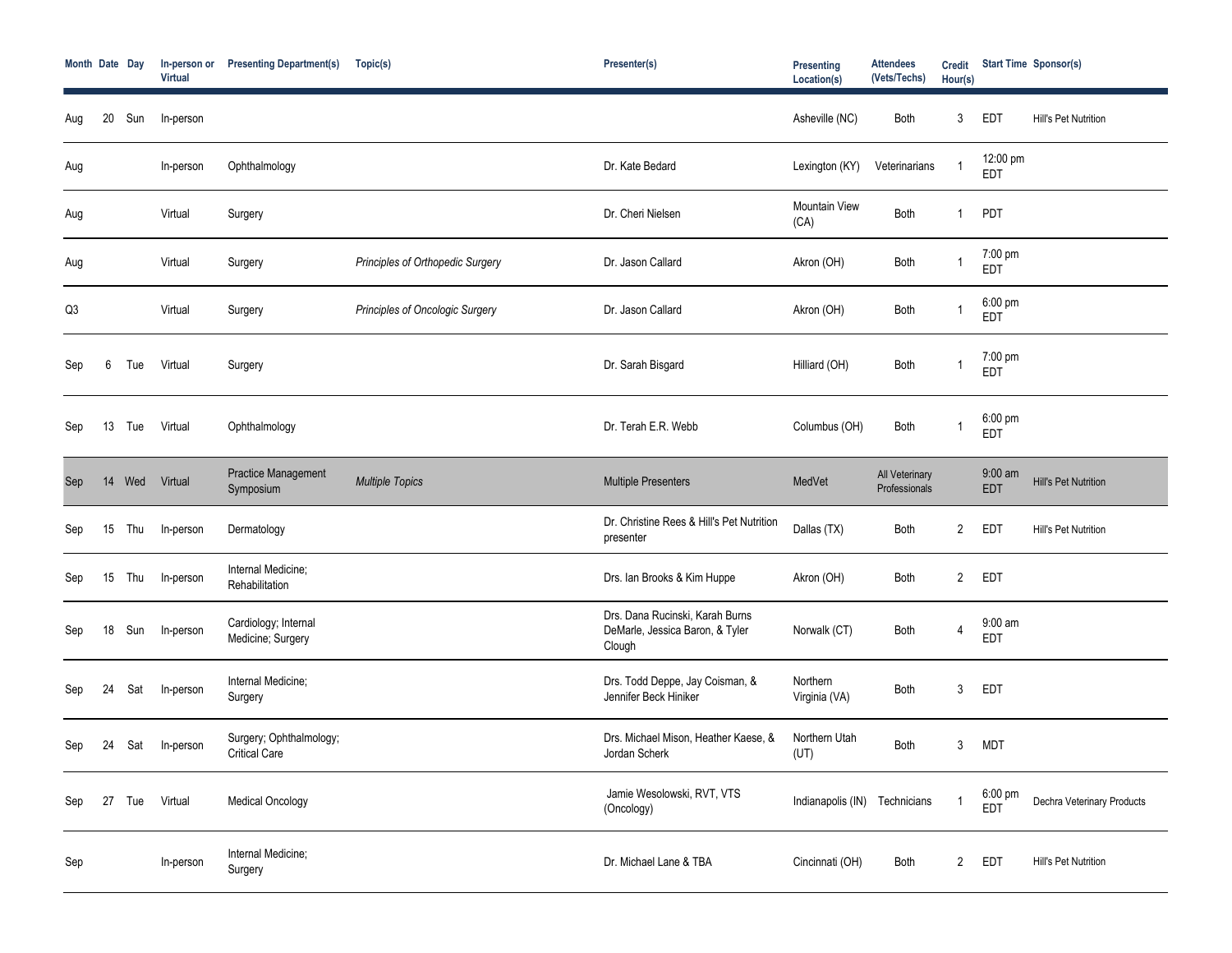| Month | Date | Day | In-person or Virtual | Presenting Department(s) | Topic(s) | Presenter(s) | Presenting Location(s) | Attendees (Vets/Techs) | Credit Hour(s) | Start Time | Sponsor(s) |
|---|---|---|---|---|---|---|---|---|---|---|---|
| Aug | 20 | Sun | In-person | | | | Asheville (NC) | Both | 3 | EDT | Hill's Pet Nutrition |
| Aug | | | In-person | Ophthalmology | | Dr. Kate Bedard | Lexington (KY) | Veterinarians | 1 | 12:00 pm EDT | |
| Aug | | | Virtual | Surgery | | Dr. Cheri Nielsen | Mountain View (CA) | Both | 1 | PDT | |
| Aug | | | Virtual | Surgery | *Principles of Orthopedic Surgery* | Dr. Jason Callard | Akron (OH) | Both | 1 | 7:00 pm EDT | |
| Q3 | | | Virtual | Surgery | *Principles of Oncologic Surgery* | Dr. Jason Callard | Akron (OH) | Both | 1 | 6:00 pm EDT | |
| Sep | 6 | Tue | Virtual | Surgery | | Dr. Sarah Bisgard | Hilliard (OH) | Both | 1 | 7:00 pm EDT | |
| Sep | 13 | Tue | Virtual | Ophthalmology | | Dr. Terah E.R. Webb | Columbus (OH) | Both | 1 | 6:00 pm EDT | |
| Sep | 14 | Wed | Virtual | Practice Management Symposium | *Multiple Topics* | Multiple Presenters | MedVet | All Veterinary Professionals | | 9:00 am EDT | Hill's Pet Nutrition |
| Sep | 15 | Thu | In-person | Dermatology | | Dr. Christine Rees & Hill's Pet Nutrition presenter | Dallas (TX) | Both | 2 | EDT | Hill's Pet Nutrition |
| Sep | 15 | Thu | In-person | Internal Medicine; Rehabilitation | | Drs. Ian Brooks & Kim Huppe | Akron (OH) | Both | 2 | EDT | |
| Sep | 18 | Sun | In-person | Cardiology; Internal Medicine; Surgery | | Drs. Dana Rucinski, Karah Burns DeMarle, Jessica Baron, & Tyler Clough | Norwalk (CT) | Both | 4 | 9:00 am EDT | |
| Sep | 24 | Sat | In-person | Internal Medicine; Surgery | | Drs. Todd Deppe, Jay Coisman, & Jennifer Beck Hiniker | Northern Virginia (VA) | Both | 3 | EDT | |
| Sep | 24 | Sat | In-person | Surgery; Ophthalmology; Critical Care | | Drs. Michael Mison, Heather Kaese, & Jordan Scherk | Northern Utah (UT) | Both | 3 | MDT | |
| Sep | 27 | Tue | Virtual | Medical Oncology | | Jamie Wesolowski, RVT, VTS (Oncology) | Indianapolis (IN) | Technicians | 1 | 6:00 pm EDT | Dechra Veterinary Products |
| Sep | | | In-person | Internal Medicine; Surgery | | Dr. Michael Lane & TBA | Cincinnati (OH) | Both | 2 | EDT | Hill's Pet Nutrition |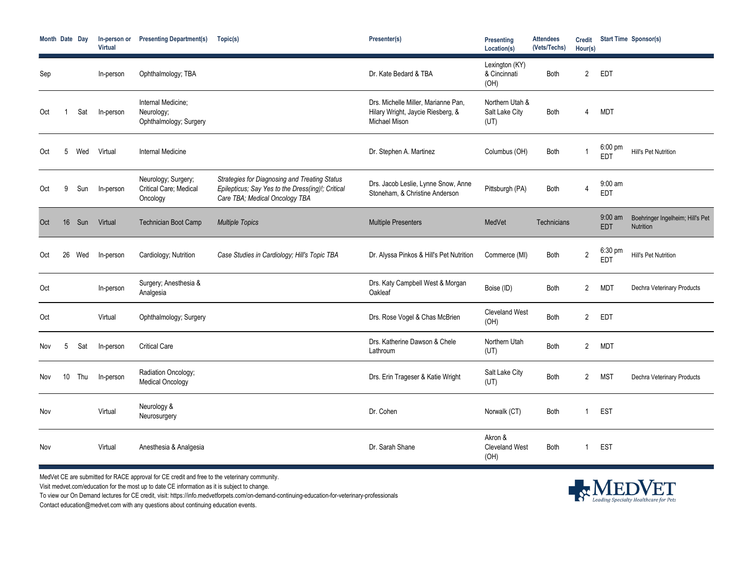| Month | Date | Day | In-person or Virtual | Presenting Department(s) | Topic(s) | Presenter(s) | Presenting Location(s) | Attendees (Vets/Techs) | Credit Hour(s) | Start Time | Sponsor(s) |
|---|---|---|---|---|---|---|---|---|---|---|---|
| Sep | | | In-person | Ophthalmology; TBA | | Dr. Kate Bedard & TBA | Lexington (KY) & Cincinnati (OH) | Both | 2 | EDT | |
| Oct | 1 | Sat | In-person | Internal Medicine; Neurology; Ophthalmology; Surgery | | Drs. Michelle Miller, Marianne Pan, Hilary Wright, Jaycie Riesberg, & Michael Mison | Northern Utah & Salt Lake City (UT) | Both | 4 | MDT | |
| Oct | 5 | Wed | Virtual | Internal Medicine | | Dr. Stephen A. Martinez | Columbus (OH) | Both | 1 | 6:00 pm EDT | Hill's Pet Nutrition |
| Oct | 9 | Sun | In-person | Neurology; Surgery; Critical Care; Medical Oncology | *Strategies for Diagnosing and Treating Status Epilepticus; Say Yes to the Dress(ing)!; Critical Care TBA; Medical Oncology TBA* | Drs. Jacob Leslie, Lynne Snow, Anne Stoneham, & Christine Anderson | Pittsburgh (PA) | Both | 4 | 9:00 am EDT | |
| Oct | 16 | Sun | Virtual | Technician Boot Camp | *Multiple Topics* | Multiple Presenters | MedVet | Technicians | | 9:00 am EDT | Boehringer Ingelheim; Hill's Pet Nutrition |
| Oct | 26 | Wed | In-person | Cardiology; Nutrition | *Case Studies in Cardiology; Hill's Topic TBA* | Dr. Alyssa Pinkos & Hill's Pet Nutrition | Commerce (MI) | Both | 2 | 6:30 pm EDT | Hill's Pet Nutrition |
| Oct | | | In-person | Surgery; Anesthesia & Analgesia | | Drs. Katy Campbell West & Morgan Oakleaf | Boise (ID) | Both | 2 | MDT | Dechra Veterinary Products |
| Oct | | | Virtual | Ophthalmology; Surgery | | Drs. Rose Vogel & Chas McBrien | Cleveland West (OH) | Both | 2 | EDT | |
| Nov | 5 | Sat | In-person | Critical Care | | Drs. Katherine Dawson & Chele Lathroum | Northern Utah (UT) | Both | 2 | MDT | |
| Nov | 10 | Thu | In-person | Radiation Oncology; Medical Oncology | | Drs. Erin Trageser & Katie Wright | Salt Lake City (UT) | Both | 2 | MST | Dechra Veterinary Products |
| Nov | | | Virtual | Neurology & Neurosurgery | | Dr. Cohen | Norwalk (CT) | Both | 1 | EST | |
| Nov | | | Virtual | Anesthesia & Analgesia | | Dr. Sarah Shane | Akron & Cleveland West (OH) | Both | 1 | EST | |

MedVet CE are submitted for RACE approval for CE credit and free to the veterinary community.
Visit medvet.com/education for the most up to date CE information as it is subject to change.
To view our On Demand lectures for CE credit, visit: https://info.medvetforpets.com/on-demand-continuing-education-for-veterinary-professionals
Contact education@medvet.com with any questions about continuing education events.

MEDVET
Leading Specialty Healthcare for Pets